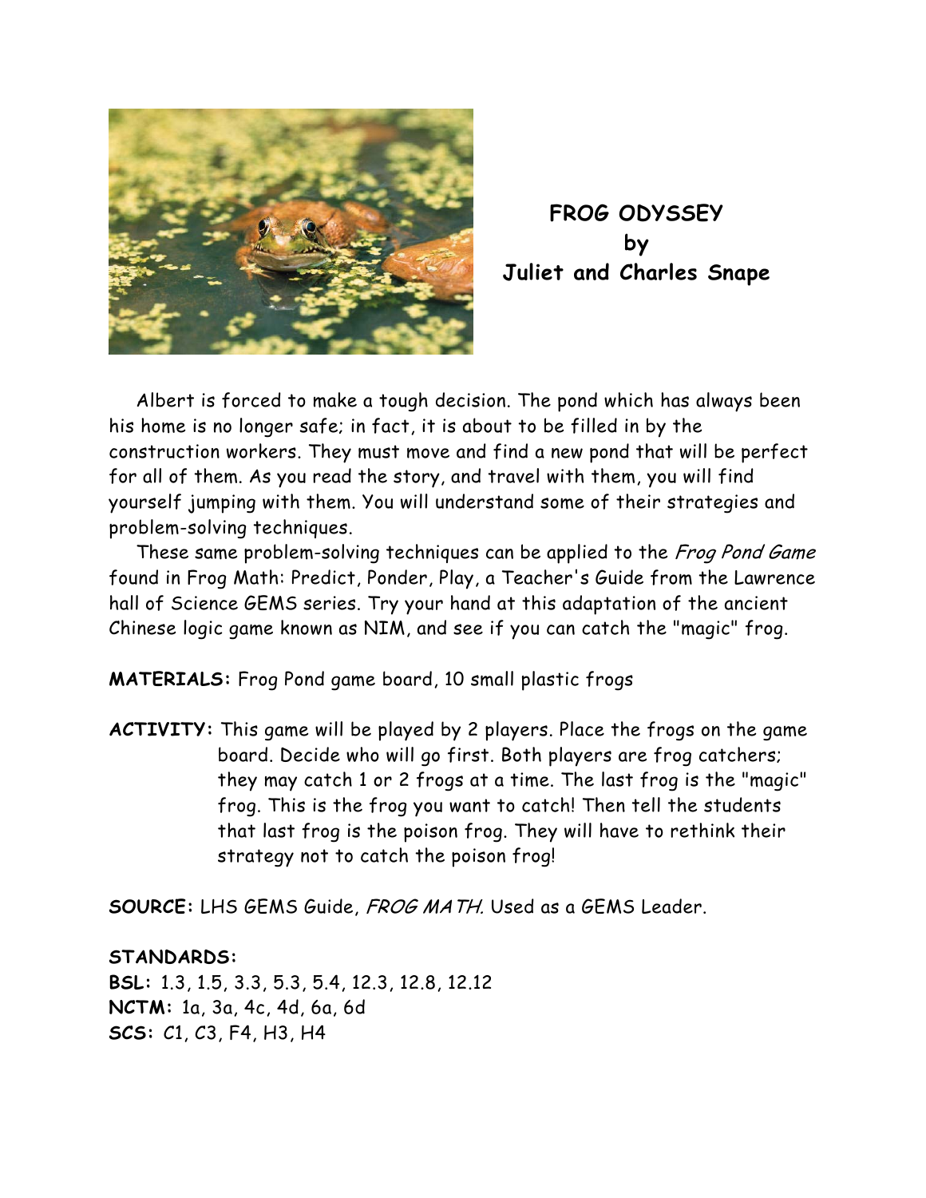# FROG ODYSSEY
by
Juliet and Charles Snape

Albert is forced to make a tough decision. The pond which has always been his home is no longer safe; in fact, it is about to be filled in by the construction workers. They must move and find a new pond that will be perfect for all of them. As you read the story, and travel with them, you will find yourself jumping with them. You will understand some of their strategies and problem-solving techniques.

These same problem-solving techniques can be applied to the *Frog Pond Game* found in Frog Math: Predict, Ponder, Play, a Teacher's Guide from the Lawrence hall of Science GEMS series. Try your hand at this adaptation of the ancient Chinese logic game known as NIM, and see if you can catch the "magic" frog.

**MATERIALS:** Frog Pond game board, 10 small plastic frogs

**ACTIVITY:** This game will be played by 2 players. Place the frogs on the game board. Decide who will go first. Both players are frog catchers; they may catch 1 or 2 frogs at a time. The last frog is the "magic" frog. This is the frog you want to catch! Then tell the students that last frog is the poison frog. They will have to rethink their strategy not to catch the poison frog!

**SOURCE:** LHS GEMS Guide, *FROG MATH.* Used as a GEMS Leader.

**STANDARDS:**
**BSL:** 1.3, 1.5, 3.3, 5.3, 5.4, 12.3, 12.8, 12.12
**NCTM:** 1a, 3a, 4c, 4d, 6a, 6d
**SCS:** C1, C3, F4, H3, H4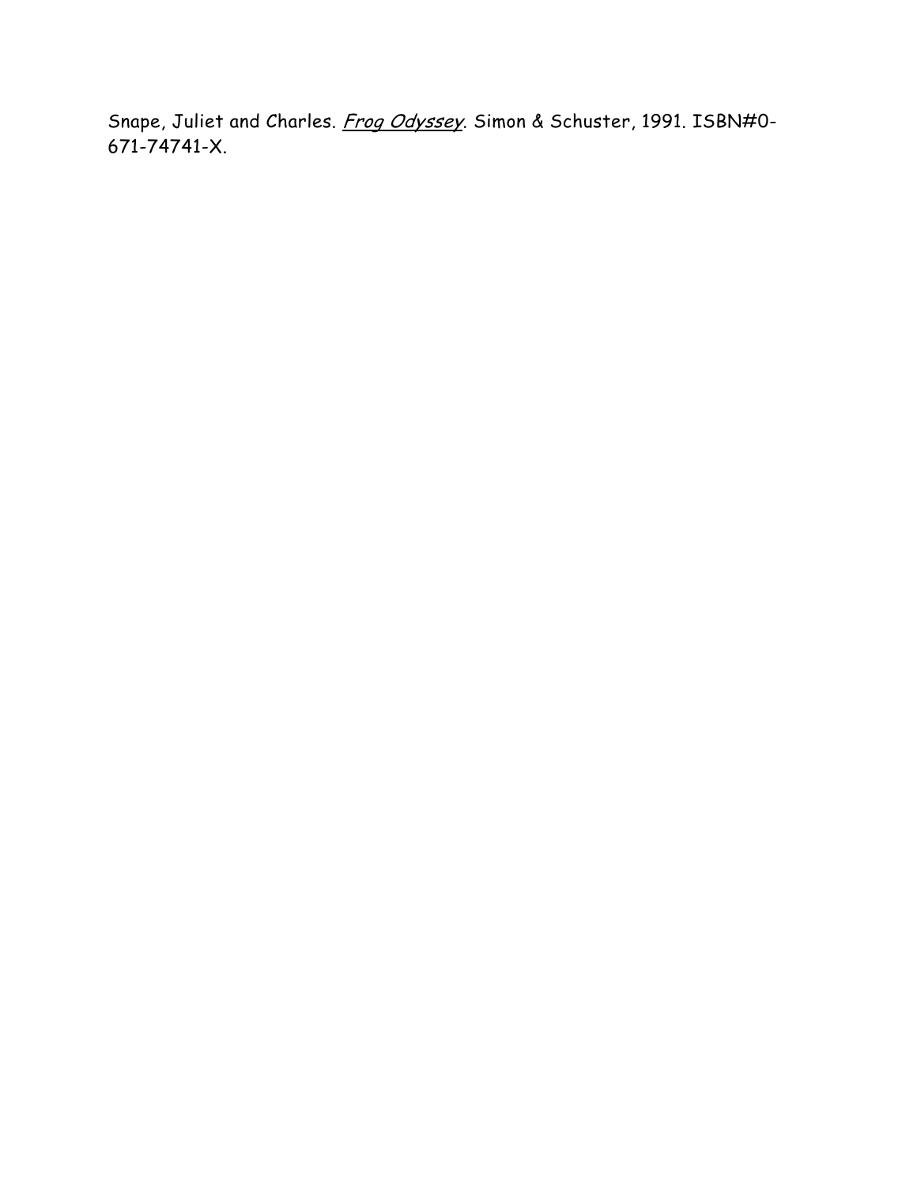Snape, Juliet and Charles. *<u>Frog Odyssey</u>*. Simon & Schuster, 1991. ISBN#0-671-74741-X.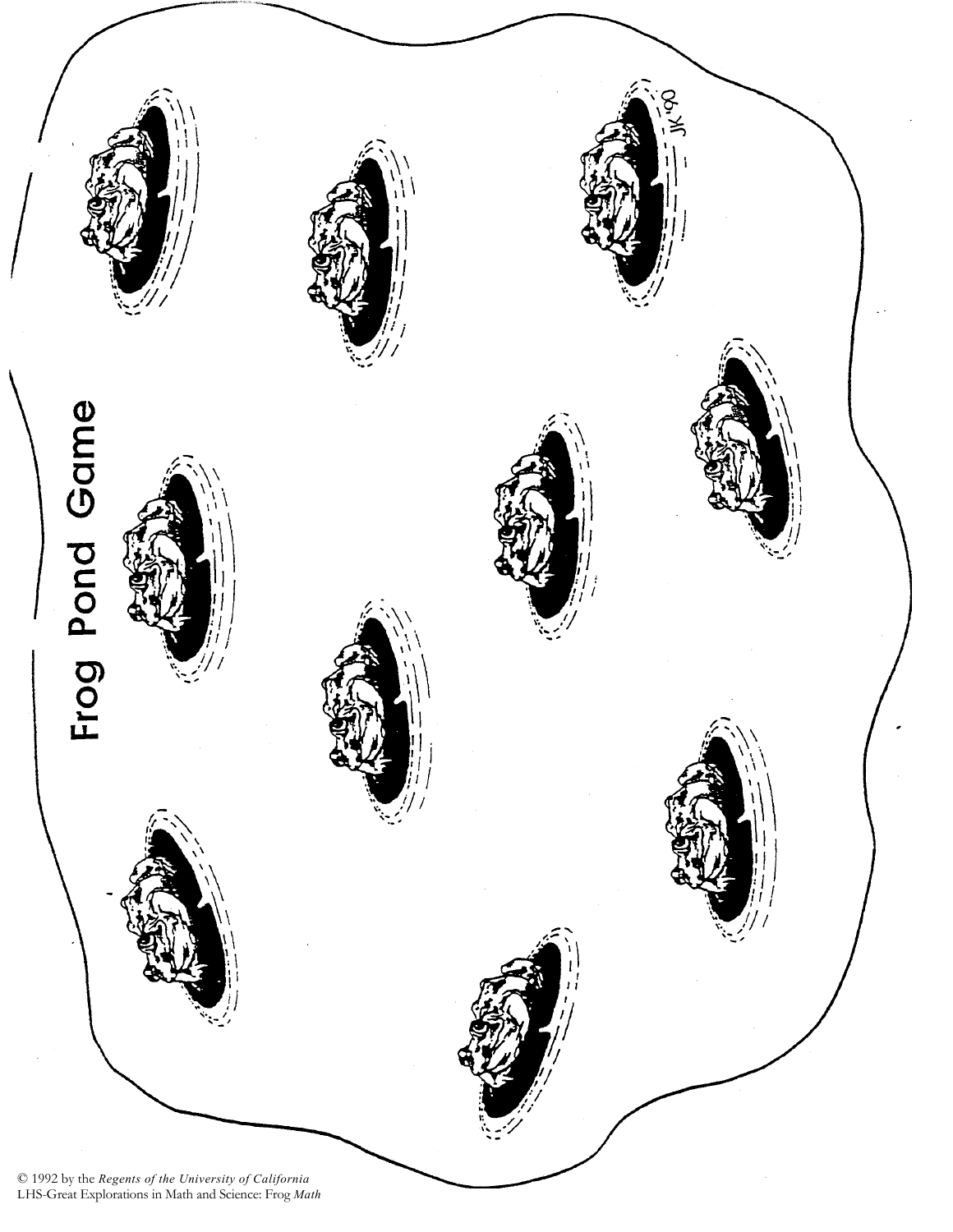# Frog Pond Game

JK '90

© 1992 by the *Regents of the University of California*
LHS-Great Explorations in Math and Science: Frog *Math*